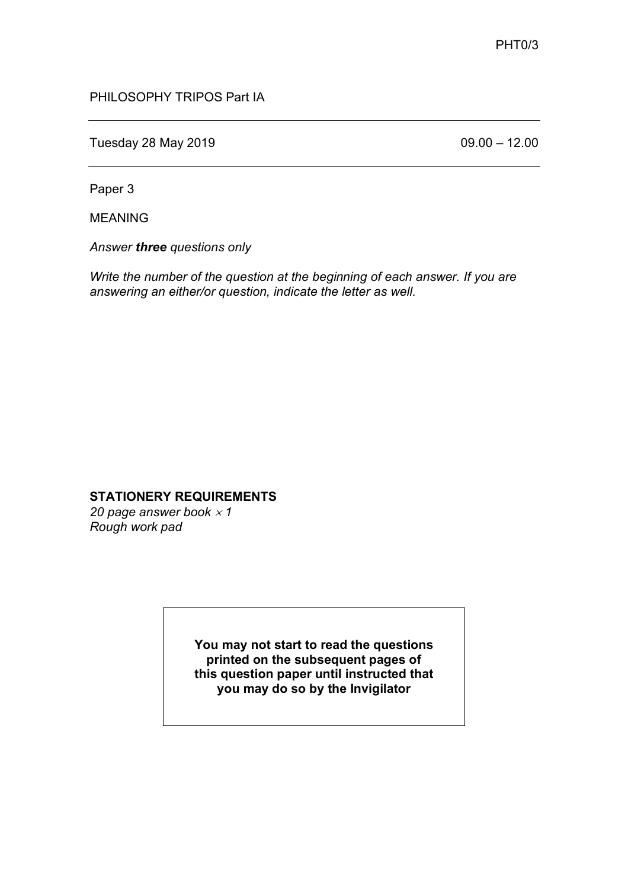PHT0/3

PHILOSOPHY TRIPOS Part IA

---

Tuesday 28 May 2019 09.00 – 12.00

---

Paper 3

MEANING

*Answer **three** questions only*

*Write the number of the question at the beginning of each answer. If you are answering an either/or question, indicate the letter as well.*

**STATIONERY REQUIREMENTS**
*20 page answer book × 1*
*Rough work pad*

**You may not start to read the questions printed on the subsequent pages of this question paper until instructed that you may do so by the Invigilator**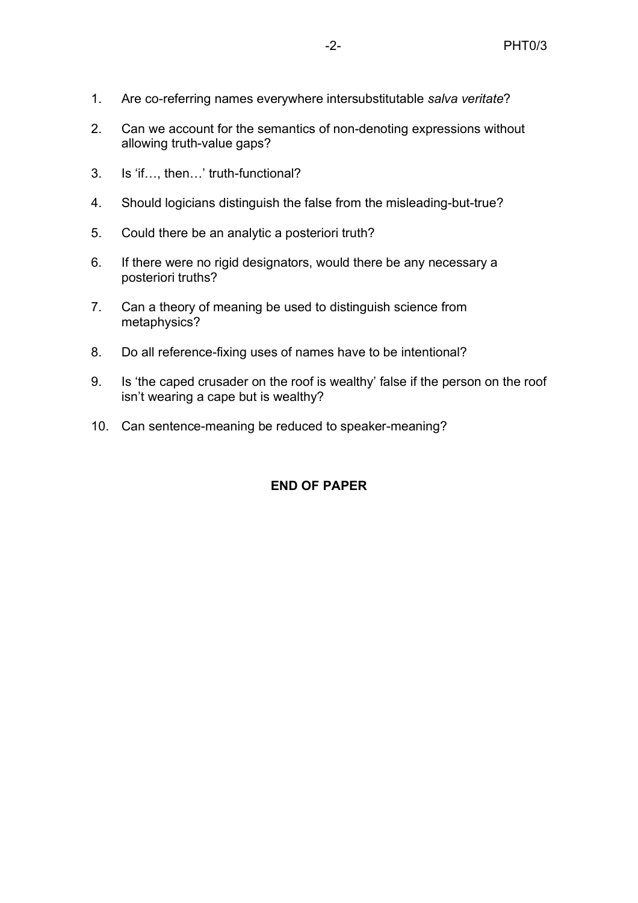1. Are co-referring names everywhere intersubstitutable *salva veritate*?

2. Can we account for the semantics of non-denoting expressions without allowing truth-value gaps?

3. Is 'if…, then…' truth-functional?

4. Should logicians distinguish the false from the misleading-but-true?

5. Could there be an analytic a posteriori truth?

6. If there were no rigid designators, would there be any necessary a posteriori truths?

7. Can a theory of meaning be used to distinguish science from metaphysics?

8. Do all reference-fixing uses of names have to be intentional?

9. Is 'the caped crusader on the roof is wealthy' false if the person on the roof isn't wearing a cape but is wealthy?

10. Can sentence-meaning be reduced to speaker-meaning?

**END OF PAPER**